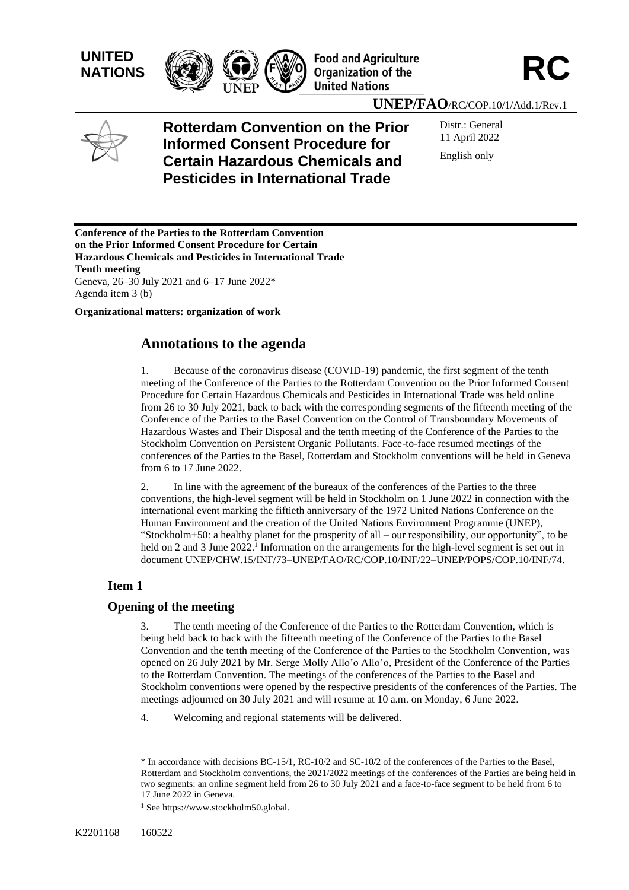UNITED NATIONS

Food and Agriculture Organization of the United Nations

**RC**

**UNEP/FAO**/RC/COP.10/1/Add.1/Rev.1

# Rotterdam Convention on the Prior Informed Consent Procedure for Certain Hazardous Chemicals and Pesticides in International Trade

Distr.: General
11 April 2022

English only

**Conference of the Parties to the Rotterdam Convention on the Prior Informed Consent Procedure for Certain Hazardous Chemicals and Pesticides in International Trade**
**Tenth meeting**
Geneva, 26–30 July 2021 and 6–17 June 2022*
Agenda item 3 (b)

**Organizational matters: organization of work**

## Annotations to the agenda

1. Because of the coronavirus disease (COVID-19) pandemic, the first segment of the tenth meeting of the Conference of the Parties to the Rotterdam Convention on the Prior Informed Consent Procedure for Certain Hazardous Chemicals and Pesticides in International Trade was held online from 26 to 30 July 2021, back to back with the corresponding segments of the fifteenth meeting of the Conference of the Parties to the Basel Convention on the Control of Transboundary Movements of Hazardous Wastes and Their Disposal and the tenth meeting of the Conference of the Parties to the Stockholm Convention on Persistent Organic Pollutants. Face-to-face resumed meetings of the conferences of the Parties to the Basel, Rotterdam and Stockholm conventions will be held in Geneva from 6 to 17 June 2022.

2. In line with the agreement of the bureaux of the conferences of the Parties to the three conventions, the high-level segment will be held in Stockholm on 1 June 2022 in connection with the international event marking the fiftieth anniversary of the 1972 United Nations Conference on the Human Environment and the creation of the United Nations Environment Programme (UNEP), "Stockholm+50: a healthy planet for the prosperity of all – our responsibility, our opportunity", to be held on 2 and 3 June 2022.[1] Information on the arrangements for the high-level segment is set out in document UNEP/CHW.15/INF/73–UNEP/FAO/RC/COP.10/INF/22–UNEP/POPS/COP.10/INF/74.

### Item 1

### Opening of the meeting

3. The tenth meeting of the Conference of the Parties to the Rotterdam Convention, which is being held back to back with the fifteenth meeting of the Conference of the Parties to the Basel Convention and the tenth meeting of the Conference of the Parties to the Stockholm Convention, was opened on 26 July 2021 by Mr. Serge Molly Allo'o Allo'o, President of the Conference of the Parties to the Rotterdam Convention. The meetings of the conferences of the Parties to the Basel and Stockholm conventions were opened by the respective presidents of the conferences of the Parties. The meetings adjourned on 30 July 2021 and will resume at 10 a.m. on Monday, 6 June 2022.

4. Welcoming and regional statements will be delivered.

---

\* In accordance with decisions BC-15/1, RC-10/2 and SC-10/2 of the conferences of the Parties to the Basel, Rotterdam and Stockholm conventions, the 2021/2022 meetings of the conferences of the Parties are being held in two segments: an online segment held from 26 to 30 July 2021 and a face-to-face segment to be held from 6 to 17 June 2022 in Geneva.

[1] See https://www.stockholm50.global.

K2201168 160522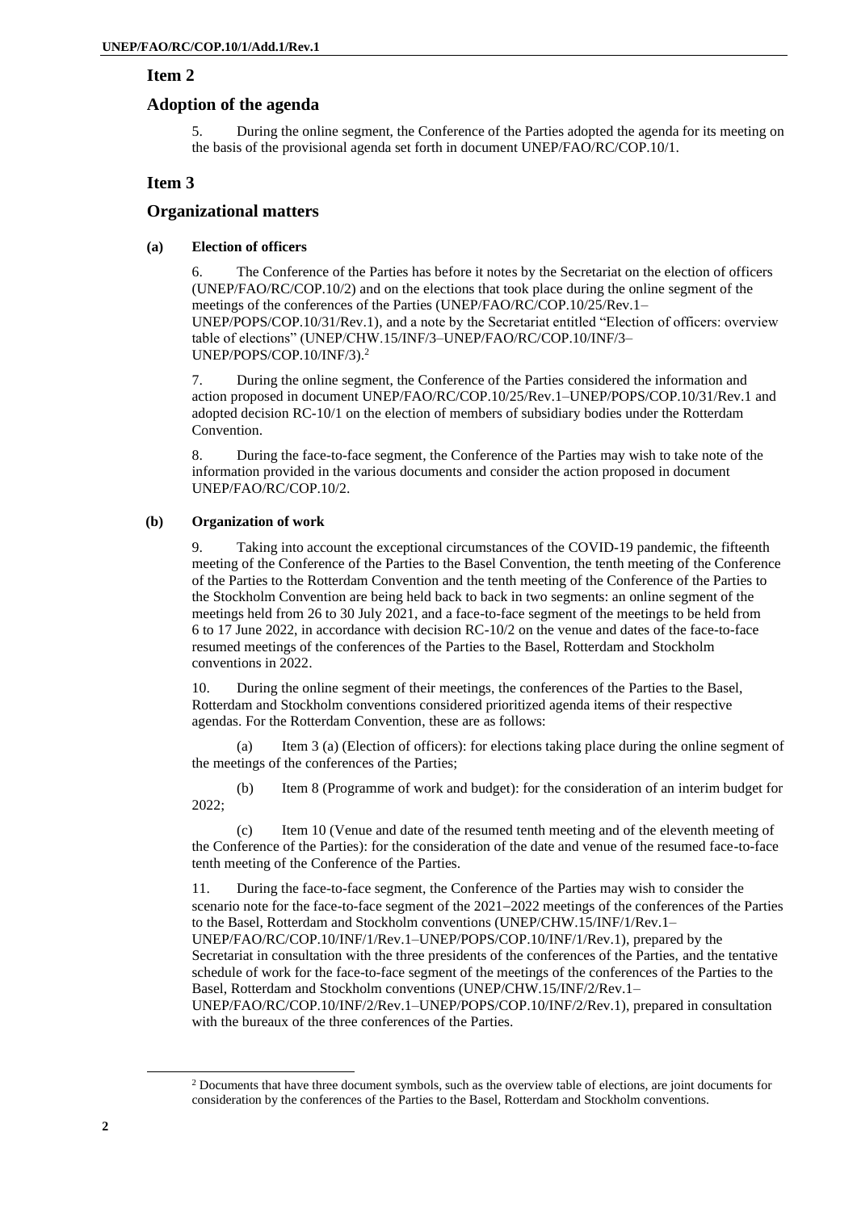## Item 2

## Adoption of the agenda

5. During the online segment, the Conference of the Parties adopted the agenda for its meeting on the basis of the provisional agenda set forth in document UNEP/FAO/RC/COP.10/1.

## Item 3

## Organizational matters

### (a) Election of officers

6. The Conference of the Parties has before it notes by the Secretariat on the election of officers (UNEP/FAO/RC/COP.10/2) and on the elections that took place during the online segment of the meetings of the conferences of the Parties (UNEP/FAO/RC/COP.10/25/Rev.1–UNEP/POPS/COP.10/31/Rev.1), and a note by the Secretariat entitled "Election of officers: overview table of elections" (UNEP/CHW.15/INF/3–UNEP/FAO/RC/COP.10/INF/3–UNEP/POPS/COP.10/INF/3).[2]

7. During the online segment, the Conference of the Parties considered the information and action proposed in document UNEP/FAO/RC/COP.10/25/Rev.1–UNEP/POPS/COP.10/31/Rev.1 and adopted decision RC-10/1 on the election of members of subsidiary bodies under the Rotterdam Convention.

8. During the face-to-face segment, the Conference of the Parties may wish to take note of the information provided in the various documents and consider the action proposed in document UNEP/FAO/RC/COP.10/2.

### (b) Organization of work

9. Taking into account the exceptional circumstances of the COVID-19 pandemic, the fifteenth meeting of the Conference of the Parties to the Basel Convention, the tenth meeting of the Conference of the Parties to the Rotterdam Convention and the tenth meeting of the Conference of the Parties to the Stockholm Convention are being held back to back in two segments: an online segment of the meetings held from 26 to 30 July 2021, and a face-to-face segment of the meetings to be held from 6 to 17 June 2022, in accordance with decision RC-10/2 on the venue and dates of the face-to-face resumed meetings of the conferences of the Parties to the Basel, Rotterdam and Stockholm conventions in 2022.

10. During the online segment of their meetings, the conferences of the Parties to the Basel, Rotterdam and Stockholm conventions considered prioritized agenda items of their respective agendas. For the Rotterdam Convention, these are as follows:

(a) Item 3 (a) (Election of officers): for elections taking place during the online segment of the meetings of the conferences of the Parties;

(b) Item 8 (Programme of work and budget): for the consideration of an interim budget for 2022;

(c) Item 10 (Venue and date of the resumed tenth meeting and of the eleventh meeting of the Conference of the Parties): for the consideration of the date and venue of the resumed face-to-face tenth meeting of the Conference of the Parties.

11. During the face-to-face segment, the Conference of the Parties may wish to consider the scenario note for the face-to-face segment of the 2021–2022 meetings of the conferences of the Parties to the Basel, Rotterdam and Stockholm conventions (UNEP/CHW.15/INF/1/Rev.1–UNEP/FAO/RC/COP.10/INF/1/Rev.1–UNEP/POPS/COP.10/INF/1/Rev.1), prepared by the Secretariat in consultation with the three presidents of the conferences of the Parties, and the tentative schedule of work for the face-to-face segment of the meetings of the conferences of the Parties to the Basel, Rotterdam and Stockholm conventions (UNEP/CHW.15/INF/2/Rev.1–UNEP/FAO/RC/COP.10/INF/2/Rev.1–UNEP/POPS/COP.10/INF/2/Rev.1), prepared in consultation with the bureaux of the three conferences of the Parties.

[2] Documents that have three document symbols, such as the overview table of elections, are joint documents for consideration by the conferences of the Parties to the Basel, Rotterdam and Stockholm conventions.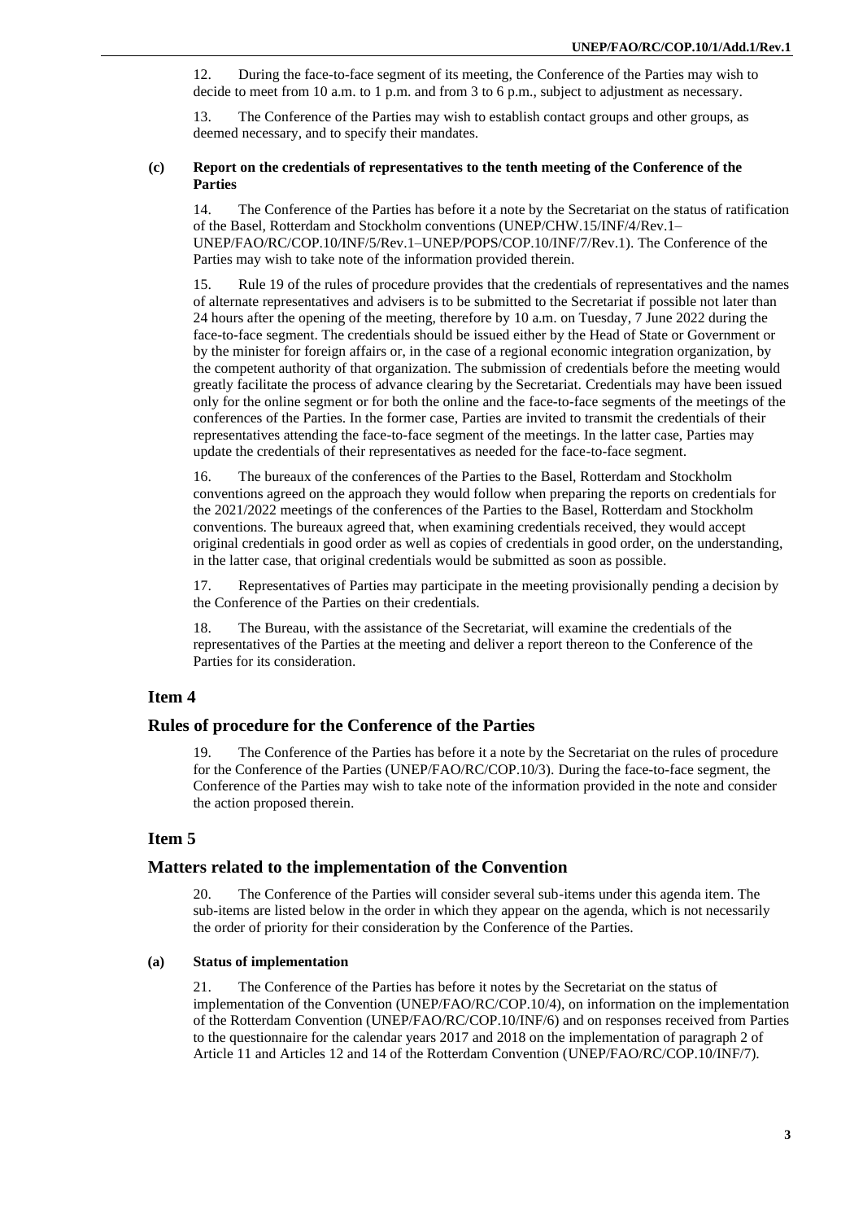12. During the face-to-face segment of its meeting, the Conference of the Parties may wish to decide to meet from 10 a.m. to 1 p.m. and from 3 to 6 p.m., subject to adjustment as necessary.

13. The Conference of the Parties may wish to establish contact groups and other groups, as deemed necessary, and to specify their mandates.

#### (c) Report on the credentials of representatives to the tenth meeting of the Conference of the Parties

14. The Conference of the Parties has before it a note by the Secretariat on the status of ratification of the Basel, Rotterdam and Stockholm conventions (UNEP/CHW.15/INF/4/Rev.1–UNEP/FAO/RC/COP.10/INF/5/Rev.1–UNEP/POPS/COP.10/INF/7/Rev.1). The Conference of the Parties may wish to take note of the information provided therein.

15. Rule 19 of the rules of procedure provides that the credentials of representatives and the names of alternate representatives and advisers is to be submitted to the Secretariat if possible not later than 24 hours after the opening of the meeting, therefore by 10 a.m. on Tuesday, 7 June 2022 during the face-to-face segment. The credentials should be issued either by the Head of State or Government or by the minister for foreign affairs or, in the case of a regional economic integration organization, by the competent authority of that organization. The submission of credentials before the meeting would greatly facilitate the process of advance clearing by the Secretariat. Credentials may have been issued only for the online segment or for both the online and the face-to-face segments of the meetings of the conferences of the Parties. In the former case, Parties are invited to transmit the credentials of their representatives attending the face-to-face segment of the meetings. In the latter case, Parties may update the credentials of their representatives as needed for the face-to-face segment.

16. The bureaux of the conferences of the Parties to the Basel, Rotterdam and Stockholm conventions agreed on the approach they would follow when preparing the reports on credentials for the 2021/2022 meetings of the conferences of the Parties to the Basel, Rotterdam and Stockholm conventions. The bureaux agreed that, when examining credentials received, they would accept original credentials in good order as well as copies of credentials in good order, on the understanding, in the latter case, that original credentials would be submitted as soon as possible.

17. Representatives of Parties may participate in the meeting provisionally pending a decision by the Conference of the Parties on their credentials.

18. The Bureau, with the assistance of the Secretariat, will examine the credentials of the representatives of the Parties at the meeting and deliver a report thereon to the Conference of the Parties for its consideration.

## Item 4

## Rules of procedure for the Conference of the Parties

19. The Conference of the Parties has before it a note by the Secretariat on the rules of procedure for the Conference of the Parties (UNEP/FAO/RC/COP.10/3). During the face-to-face segment, the Conference of the Parties may wish to take note of the information provided in the note and consider the action proposed therein.

## Item 5

## Matters related to the implementation of the Convention

20. The Conference of the Parties will consider several sub-items under this agenda item. The sub-items are listed below in the order in which they appear on the agenda, which is not necessarily the order of priority for their consideration by the Conference of the Parties.

#### (a) Status of implementation

21. The Conference of the Parties has before it notes by the Secretariat on the status of implementation of the Convention (UNEP/FAO/RC/COP.10/4), on information on the implementation of the Rotterdam Convention (UNEP/FAO/RC/COP.10/INF/6) and on responses received from Parties to the questionnaire for the calendar years 2017 and 2018 on the implementation of paragraph 2 of Article 11 and Articles 12 and 14 of the Rotterdam Convention (UNEP/FAO/RC/COP.10/INF/7).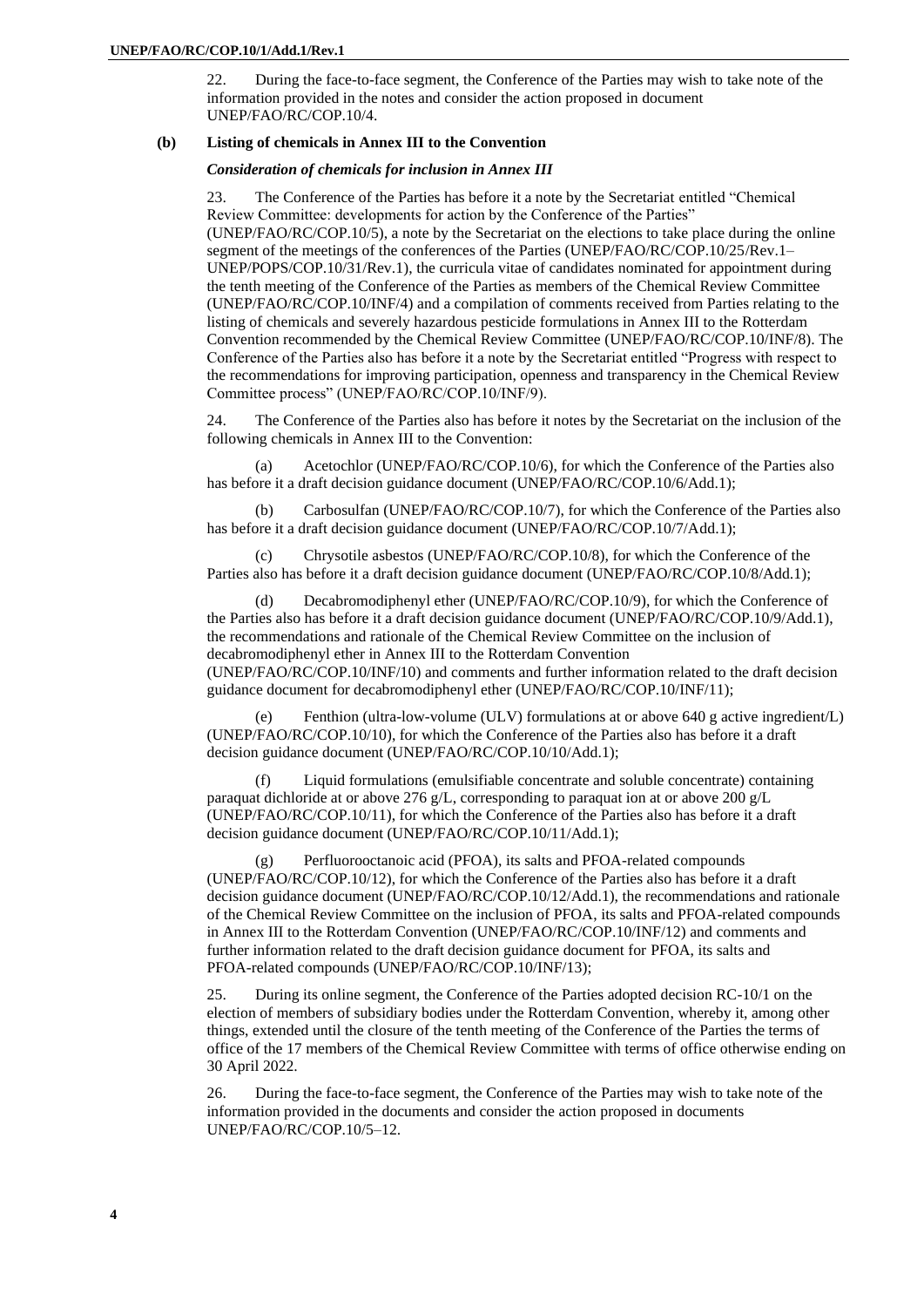22. During the face-to-face segment, the Conference of the Parties may wish to take note of the information provided in the notes and consider the action proposed in document UNEP/FAO/RC/COP.10/4.

**(b) Listing of chemicals in Annex III to the Convention**

***Consideration of chemicals for inclusion in Annex III***

23. The Conference of the Parties has before it a note by the Secretariat entitled "Chemical Review Committee: developments for action by the Conference of the Parties" (UNEP/FAO/RC/COP.10/5), a note by the Secretariat on the elections to take place during the online segment of the meetings of the conferences of the Parties (UNEP/FAO/RC/COP.10/25/Rev.1–UNEP/POPS/COP.10/31/Rev.1), the curricula vitae of candidates nominated for appointment during the tenth meeting of the Conference of the Parties as members of the Chemical Review Committee (UNEP/FAO/RC/COP.10/INF/4) and a compilation of comments received from Parties relating to the listing of chemicals and severely hazardous pesticide formulations in Annex III to the Rotterdam Convention recommended by the Chemical Review Committee (UNEP/FAO/RC/COP.10/INF/8). The Conference of the Parties also has before it a note by the Secretariat entitled "Progress with respect to the recommendations for improving participation, openness and transparency in the Chemical Review Committee process" (UNEP/FAO/RC/COP.10/INF/9).

24. The Conference of the Parties also has before it notes by the Secretariat on the inclusion of the following chemicals in Annex III to the Convention:

(a) Acetochlor (UNEP/FAO/RC/COP.10/6), for which the Conference of the Parties also has before it a draft decision guidance document (UNEP/FAO/RC/COP.10/6/Add.1);

(b) Carbosulfan (UNEP/FAO/RC/COP.10/7), for which the Conference of the Parties also has before it a draft decision guidance document (UNEP/FAO/RC/COP.10/7/Add.1);

(c) Chrysotile asbestos (UNEP/FAO/RC/COP.10/8), for which the Conference of the Parties also has before it a draft decision guidance document (UNEP/FAO/RC/COP.10/8/Add.1);

(d) Decabromodiphenyl ether (UNEP/FAO/RC/COP.10/9), for which the Conference of the Parties also has before it a draft decision guidance document (UNEP/FAO/RC/COP.10/9/Add.1), the recommendations and rationale of the Chemical Review Committee on the inclusion of decabromodiphenyl ether in Annex III to the Rotterdam Convention (UNEP/FAO/RC/COP.10/INF/10) and comments and further information related to the draft decision guidance document for decabromodiphenyl ether (UNEP/FAO/RC/COP.10/INF/11);

(e) Fenthion (ultra-low-volume (ULV) formulations at or above 640 g active ingredient/L) (UNEP/FAO/RC/COP.10/10), for which the Conference of the Parties also has before it a draft decision guidance document (UNEP/FAO/RC/COP.10/10/Add.1);

(f) Liquid formulations (emulsifiable concentrate and soluble concentrate) containing paraquat dichloride at or above 276 g/L, corresponding to paraquat ion at or above 200 g/L (UNEP/FAO/RC/COP.10/11), for which the Conference of the Parties also has before it a draft decision guidance document (UNEP/FAO/RC/COP.10/11/Add.1);

(g) Perfluorooctanoic acid (PFOA), its salts and PFOA-related compounds (UNEP/FAO/RC/COP.10/12), for which the Conference of the Parties also has before it a draft decision guidance document (UNEP/FAO/RC/COP.10/12/Add.1), the recommendations and rationale of the Chemical Review Committee on the inclusion of PFOA, its salts and PFOA-related compounds in Annex III to the Rotterdam Convention (UNEP/FAO/RC/COP.10/INF/12) and comments and further information related to the draft decision guidance document for PFOA, its salts and PFOA-related compounds (UNEP/FAO/RC/COP.10/INF/13);

25. During its online segment, the Conference of the Parties adopted decision RC-10/1 on the election of members of subsidiary bodies under the Rotterdam Convention, whereby it, among other things, extended until the closure of the tenth meeting of the Conference of the Parties the terms of office of the 17 members of the Chemical Review Committee with terms of office otherwise ending on 30 April 2022.

26. During the face-to-face segment, the Conference of the Parties may wish to take note of the information provided in the documents and consider the action proposed in documents UNEP/FAO/RC/COP.10/5–12.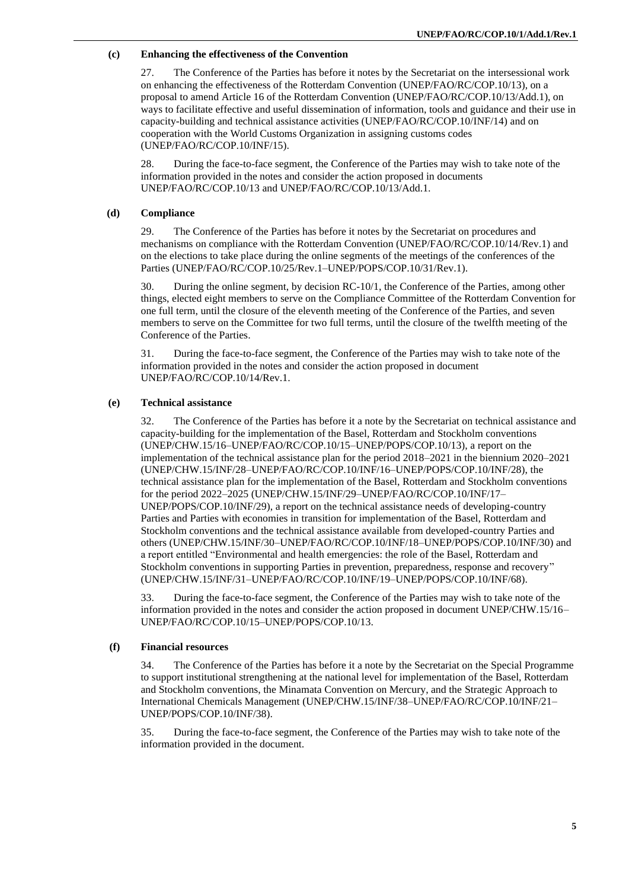### (c) Enhancing the effectiveness of the Convention

27. The Conference of the Parties has before it notes by the Secretariat on the intersessional work on enhancing the effectiveness of the Rotterdam Convention (UNEP/FAO/RC/COP.10/13), on a proposal to amend Article 16 of the Rotterdam Convention (UNEP/FAO/RC/COP.10/13/Add.1), on ways to facilitate effective and useful dissemination of information, tools and guidance and their use in capacity-building and technical assistance activities (UNEP/FAO/RC/COP.10/INF/14) and on cooperation with the World Customs Organization in assigning customs codes (UNEP/FAO/RC/COP.10/INF/15).

28. During the face-to-face segment, the Conference of the Parties may wish to take note of the information provided in the notes and consider the action proposed in documents UNEP/FAO/RC/COP.10/13 and UNEP/FAO/RC/COP.10/13/Add.1.

### (d) Compliance

29. The Conference of the Parties has before it notes by the Secretariat on procedures and mechanisms on compliance with the Rotterdam Convention (UNEP/FAO/RC/COP.10/14/Rev.1) and on the elections to take place during the online segments of the meetings of the conferences of the Parties (UNEP/FAO/RC/COP.10/25/Rev.1–UNEP/POPS/COP.10/31/Rev.1).

30. During the online segment, by decision RC-10/1, the Conference of the Parties, among other things, elected eight members to serve on the Compliance Committee of the Rotterdam Convention for one full term, until the closure of the eleventh meeting of the Conference of the Parties, and seven members to serve on the Committee for two full terms, until the closure of the twelfth meeting of the Conference of the Parties.

31. During the face-to-face segment, the Conference of the Parties may wish to take note of the information provided in the notes and consider the action proposed in document UNEP/FAO/RC/COP.10/14/Rev.1.

### (e) Technical assistance

32. The Conference of the Parties has before it a note by the Secretariat on technical assistance and capacity-building for the implementation of the Basel, Rotterdam and Stockholm conventions (UNEP/CHW.15/16–UNEP/FAO/RC/COP.10/15–UNEP/POPS/COP.10/13), a report on the implementation of the technical assistance plan for the period 2018–2021 in the biennium 2020–2021 (UNEP/CHW.15/INF/28–UNEP/FAO/RC/COP.10/INF/16–UNEP/POPS/COP.10/INF/28), the technical assistance plan for the implementation of the Basel, Rotterdam and Stockholm conventions for the period 2022–2025 (UNEP/CHW.15/INF/29–UNEP/FAO/RC/COP.10/INF/17–UNEP/POPS/COP.10/INF/29), a report on the technical assistance needs of developing-country Parties and Parties with economies in transition for implementation of the Basel, Rotterdam and Stockholm conventions and the technical assistance available from developed-country Parties and others (UNEP/CHW.15/INF/30–UNEP/FAO/RC/COP.10/INF/18–UNEP/POPS/COP.10/INF/30) and a report entitled "Environmental and health emergencies: the role of the Basel, Rotterdam and Stockholm conventions in supporting Parties in prevention, preparedness, response and recovery" (UNEP/CHW.15/INF/31–UNEP/FAO/RC/COP.10/INF/19–UNEP/POPS/COP.10/INF/68).

33. During the face-to-face segment, the Conference of the Parties may wish to take note of the information provided in the notes and consider the action proposed in document UNEP/CHW.15/16–UNEP/FAO/RC/COP.10/15–UNEP/POPS/COP.10/13.

### (f) Financial resources

34. The Conference of the Parties has before it a note by the Secretariat on the Special Programme to support institutional strengthening at the national level for implementation of the Basel, Rotterdam and Stockholm conventions, the Minamata Convention on Mercury, and the Strategic Approach to International Chemicals Management (UNEP/CHW.15/INF/38–UNEP/FAO/RC/COP.10/INF/21–UNEP/POPS/COP.10/INF/38).

35. During the face-to-face segment, the Conference of the Parties may wish to take note of the information provided in the document.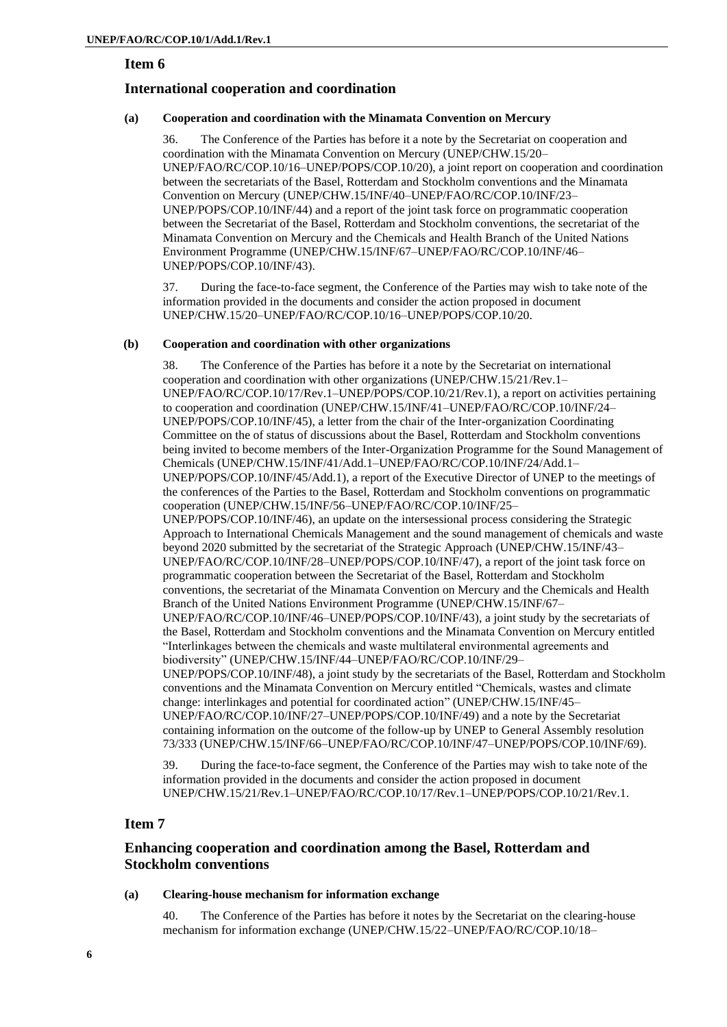## Item 6

## International cooperation and coordination

#### (a) Cooperation and coordination with the Minamata Convention on Mercury

36. The Conference of the Parties has before it a note by the Secretariat on cooperation and coordination with the Minamata Convention on Mercury (UNEP/CHW.15/20–UNEP/FAO/RC/COP.10/16–UNEP/POPS/COP.10/20), a joint report on cooperation and coordination between the secretariats of the Basel, Rotterdam and Stockholm conventions and the Minamata Convention on Mercury (UNEP/CHW.15/INF/40–UNEP/FAO/RC/COP.10/INF/23–UNEP/POPS/COP.10/INF/44) and a report of the joint task force on programmatic cooperation between the Secretariat of the Basel, Rotterdam and Stockholm conventions, the secretariat of the Minamata Convention on Mercury and the Chemicals and Health Branch of the United Nations Environment Programme (UNEP/CHW.15/INF/67–UNEP/FAO/RC/COP.10/INF/46–UNEP/POPS/COP.10/INF/43).

37. During the face-to-face segment, the Conference of the Parties may wish to take note of the information provided in the documents and consider the action proposed in document UNEP/CHW.15/20–UNEP/FAO/RC/COP.10/16–UNEP/POPS/COP.10/20.

#### (b) Cooperation and coordination with other organizations

38. The Conference of the Parties has before it a note by the Secretariat on international cooperation and coordination with other organizations (UNEP/CHW.15/21/Rev.1–UNEP/FAO/RC/COP.10/17/Rev.1–UNEP/POPS/COP.10/21/Rev.1), a report on activities pertaining to cooperation and coordination (UNEP/CHW.15/INF/41–UNEP/FAO/RC/COP.10/INF/24–UNEP/POPS/COP.10/INF/45), a letter from the chair of the Inter-organization Coordinating Committee on the of status of discussions about the Basel, Rotterdam and Stockholm conventions being invited to become members of the Inter-Organization Programme for the Sound Management of Chemicals (UNEP/CHW.15/INF/41/Add.1–UNEP/FAO/RC/COP.10/INF/24/Add.1–UNEP/POPS/COP.10/INF/45/Add.1), a report of the Executive Director of UNEP to the meetings of the conferences of the Parties to the Basel, Rotterdam and Stockholm conventions on programmatic cooperation (UNEP/CHW.15/INF/56–UNEP/FAO/RC/COP.10/INF/25–UNEP/POPS/COP.10/INF/46), an update on the intersessional process considering the Strategic Approach to International Chemicals Management and the sound management of chemicals and waste beyond 2020 submitted by the secretariat of the Strategic Approach (UNEP/CHW.15/INF/43–UNEP/FAO/RC/COP.10/INF/28–UNEP/POPS/COP.10/INF/47), a report of the joint task force on programmatic cooperation between the Secretariat of the Basel, Rotterdam and Stockholm conventions, the secretariat of the Minamata Convention on Mercury and the Chemicals and Health Branch of the United Nations Environment Programme (UNEP/CHW.15/INF/67–UNEP/FAO/RC/COP.10/INF/46–UNEP/POPS/COP.10/INF/43), a joint study by the secretariats of the Basel, Rotterdam and Stockholm conventions and the Minamata Convention on Mercury entitled "Interlinkages between the chemicals and waste multilateral environmental agreements and biodiversity" (UNEP/CHW.15/INF/44–UNEP/FAO/RC/COP.10/INF/29–UNEP/POPS/COP.10/INF/48), a joint study by the secretariats of the Basel, Rotterdam and Stockholm conventions and the Minamata Convention on Mercury entitled "Chemicals, wastes and climate change: interlinkages and potential for coordinated action" (UNEP/CHW.15/INF/45–UNEP/FAO/RC/COP.10/INF/27–UNEP/POPS/COP.10/INF/49) and a note by the Secretariat containing information on the outcome of the follow-up by UNEP to General Assembly resolution 73/333 (UNEP/CHW.15/INF/66–UNEP/FAO/RC/COP.10/INF/47–UNEP/POPS/COP.10/INF/69).

39. During the face-to-face segment, the Conference of the Parties may wish to take note of the information provided in the documents and consider the action proposed in document UNEP/CHW.15/21/Rev.1–UNEP/FAO/RC/COP.10/17/Rev.1–UNEP/POPS/COP.10/21/Rev.1.

## Item 7

## Enhancing cooperation and coordination among the Basel, Rotterdam and Stockholm conventions

#### (a) Clearing-house mechanism for information exchange

40. The Conference of the Parties has before it notes by the Secretariat on the clearing-house mechanism for information exchange (UNEP/CHW.15/22–UNEP/FAO/RC/COP.10/18–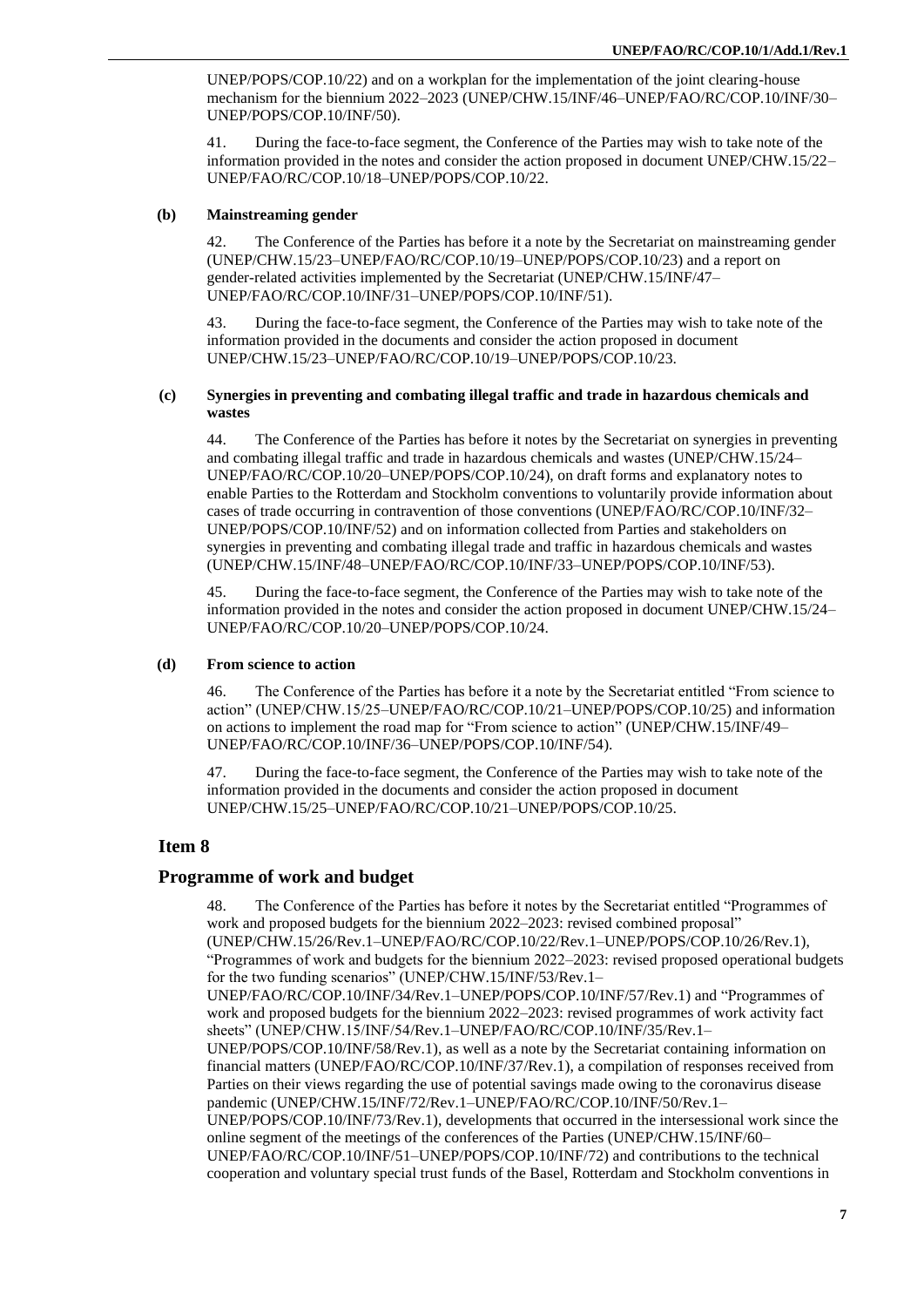UNEP/POPS/COP.10/22) and on a workplan for the implementation of the joint clearing-house mechanism for the biennium 2022–2023 (UNEP/CHW.15/INF/46–UNEP/FAO/RC/COP.10/INF/30–UNEP/POPS/COP.10/INF/50).

41. During the face-to-face segment, the Conference of the Parties may wish to take note of the information provided in the notes and consider the action proposed in document UNEP/CHW.15/22–UNEP/FAO/RC/COP.10/18–UNEP/POPS/COP.10/22.

### (b) Mainstreaming gender

42. The Conference of the Parties has before it a note by the Secretariat on mainstreaming gender (UNEP/CHW.15/23–UNEP/FAO/RC/COP.10/19–UNEP/POPS/COP.10/23) and a report on gender-related activities implemented by the Secretariat (UNEP/CHW.15/INF/47–UNEP/FAO/RC/COP.10/INF/31–UNEP/POPS/COP.10/INF/51).

43. During the face-to-face segment, the Conference of the Parties may wish to take note of the information provided in the documents and consider the action proposed in document UNEP/CHW.15/23–UNEP/FAO/RC/COP.10/19–UNEP/POPS/COP.10/23.

### (c) Synergies in preventing and combating illegal traffic and trade in hazardous chemicals and wastes

44. The Conference of the Parties has before it notes by the Secretariat on synergies in preventing and combating illegal traffic and trade in hazardous chemicals and wastes (UNEP/CHW.15/24–UNEP/FAO/RC/COP.10/20–UNEP/POPS/COP.10/24), on draft forms and explanatory notes to enable Parties to the Rotterdam and Stockholm conventions to voluntarily provide information about cases of trade occurring in contravention of those conventions (UNEP/FAO/RC/COP.10/INF/32–UNEP/POPS/COP.10/INF/52) and on information collected from Parties and stakeholders on synergies in preventing and combating illegal trade and traffic in hazardous chemicals and wastes (UNEP/CHW.15/INF/48–UNEP/FAO/RC/COP.10/INF/33–UNEP/POPS/COP.10/INF/53).

45. During the face-to-face segment, the Conference of the Parties may wish to take note of the information provided in the notes and consider the action proposed in document UNEP/CHW.15/24–UNEP/FAO/RC/COP.10/20–UNEP/POPS/COP.10/24.

### (d) From science to action

46. The Conference of the Parties has before it a note by the Secretariat entitled "From science to action" (UNEP/CHW.15/25–UNEP/FAO/RC/COP.10/21–UNEP/POPS/COP.10/25) and information on actions to implement the road map for "From science to action" (UNEP/CHW.15/INF/49–UNEP/FAO/RC/COP.10/INF/36–UNEP/POPS/COP.10/INF/54).

47. During the face-to-face segment, the Conference of the Parties may wish to take note of the information provided in the documents and consider the action proposed in document UNEP/CHW.15/25–UNEP/FAO/RC/COP.10/21–UNEP/POPS/COP.10/25.

## Item 8

## Programme of work and budget

48. The Conference of the Parties has before it notes by the Secretariat entitled "Programmes of work and proposed budgets for the biennium 2022–2023: revised combined proposal" (UNEP/CHW.15/26/Rev.1–UNEP/FAO/RC/COP.10/22/Rev.1–UNEP/POPS/COP.10/26/Rev.1), "Programmes of work and budgets for the biennium 2022–2023: revised proposed operational budgets for the two funding scenarios" (UNEP/CHW.15/INF/53/Rev.1–UNEP/FAO/RC/COP.10/INF/34/Rev.1–UNEP/POPS/COP.10/INF/57/Rev.1) and "Programmes of work and proposed budgets for the biennium 2022–2023: revised programmes of work activity fact sheets" (UNEP/CHW.15/INF/54/Rev.1–UNEP/FAO/RC/COP.10/INF/35/Rev.1–UNEP/POPS/COP.10/INF/58/Rev.1), as well as a note by the Secretariat containing information on financial matters (UNEP/FAO/RC/COP.10/INF/37/Rev.1), a compilation of responses received from Parties on their views regarding the use of potential savings made owing to the coronavirus disease pandemic (UNEP/CHW.15/INF/72/Rev.1–UNEP/FAO/RC/COP.10/INF/50/Rev.1–UNEP/POPS/COP.10/INF/73/Rev.1), developments that occurred in the intersessional work since the online segment of the meetings of the conferences of the Parties (UNEP/CHW.15/INF/60–UNEP/FAO/RC/COP.10/INF/51–UNEP/POPS/COP.10/INF/72) and contributions to the technical cooperation and voluntary special trust funds of the Basel, Rotterdam and Stockholm conventions in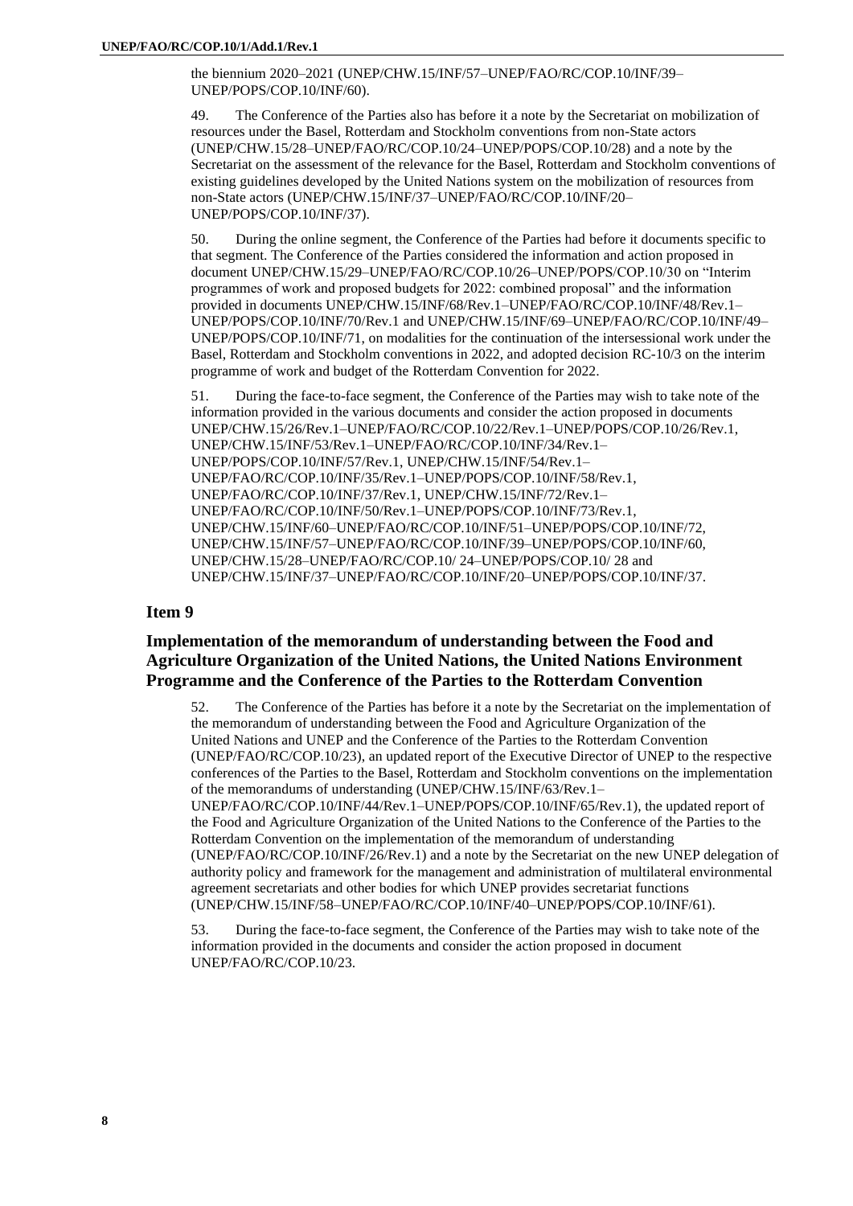the biennium 2020–2021 (UNEP/CHW.15/INF/57–UNEP/FAO/RC/COP.10/INF/39–UNEP/POPS/COP.10/INF/60).

49. The Conference of the Parties also has before it a note by the Secretariat on mobilization of resources under the Basel, Rotterdam and Stockholm conventions from non-State actors (UNEP/CHW.15/28–UNEP/FAO/RC/COP.10/24–UNEP/POPS/COP.10/28) and a note by the Secretariat on the assessment of the relevance for the Basel, Rotterdam and Stockholm conventions of existing guidelines developed by the United Nations system on the mobilization of resources from non-State actors (UNEP/CHW.15/INF/37–UNEP/FAO/RC/COP.10/INF/20–UNEP/POPS/COP.10/INF/37).

50. During the online segment, the Conference of the Parties had before it documents specific to that segment. The Conference of the Parties considered the information and action proposed in document UNEP/CHW.15/29–UNEP/FAO/RC/COP.10/26–UNEP/POPS/COP.10/30 on "Interim programmes of work and proposed budgets for 2022: combined proposal" and the information provided in documents UNEP/CHW.15/INF/68/Rev.1–UNEP/FAO/RC/COP.10/INF/48/Rev.1–UNEP/POPS/COP.10/INF/70/Rev.1 and UNEP/CHW.15/INF/69–UNEP/FAO/RC/COP.10/INF/49–UNEP/POPS/COP.10/INF/71, on modalities for the continuation of the intersessional work under the Basel, Rotterdam and Stockholm conventions in 2022, and adopted decision RC-10/3 on the interim programme of work and budget of the Rotterdam Convention for 2022.

51. During the face-to-face segment, the Conference of the Parties may wish to take note of the information provided in the various documents and consider the action proposed in documents UNEP/CHW.15/26/Rev.1–UNEP/FAO/RC/COP.10/22/Rev.1–UNEP/POPS/COP.10/26/Rev.1, UNEP/CHW.15/INF/53/Rev.1–UNEP/FAO/RC/COP.10/INF/34/Rev.1–UNEP/POPS/COP.10/INF/57/Rev.1, UNEP/CHW.15/INF/54/Rev.1–UNEP/FAO/RC/COP.10/INF/35/Rev.1–UNEP/POPS/COP.10/INF/58/Rev.1, UNEP/FAO/RC/COP.10/INF/37/Rev.1, UNEP/CHW.15/INF/72/Rev.1–UNEP/FAO/RC/COP.10/INF/50/Rev.1–UNEP/POPS/COP.10/INF/73/Rev.1, UNEP/CHW.15/INF/60–UNEP/FAO/RC/COP.10/INF/51–UNEP/POPS/COP.10/INF/72, UNEP/CHW.15/INF/57–UNEP/FAO/RC/COP.10/INF/39–UNEP/POPS/COP.10/INF/60, UNEP/CHW.15/28–UNEP/FAO/RC/COP.10/ 24–UNEP/POPS/COP.10/ 28 and UNEP/CHW.15/INF/37–UNEP/FAO/RC/COP.10/INF/20–UNEP/POPS/COP.10/INF/37.

## Item 9

## Implementation of the memorandum of understanding between the Food and Agriculture Organization of the United Nations, the United Nations Environment Programme and the Conference of the Parties to the Rotterdam Convention

52. The Conference of the Parties has before it a note by the Secretariat on the implementation of the memorandum of understanding between the Food and Agriculture Organization of the United Nations and UNEP and the Conference of the Parties to the Rotterdam Convention (UNEP/FAO/RC/COP.10/23), an updated report of the Executive Director of UNEP to the respective conferences of the Parties to the Basel, Rotterdam and Stockholm conventions on the implementation of the memorandums of understanding (UNEP/CHW.15/INF/63/Rev.1–UNEP/FAO/RC/COP.10/INF/44/Rev.1–UNEP/POPS/COP.10/INF/65/Rev.1), the updated report of the Food and Agriculture Organization of the United Nations to the Conference of the Parties to the Rotterdam Convention on the implementation of the memorandum of understanding (UNEP/FAO/RC/COP.10/INF/26/Rev.1) and a note by the Secretariat on the new UNEP delegation of authority policy and framework for the management and administration of multilateral environmental agreement secretariats and other bodies for which UNEP provides secretariat functions (UNEP/CHW.15/INF/58–UNEP/FAO/RC/COP.10/INF/40–UNEP/POPS/COP.10/INF/61).

53. During the face-to-face segment, the Conference of the Parties may wish to take note of the information provided in the documents and consider the action proposed in document UNEP/FAO/RC/COP.10/23.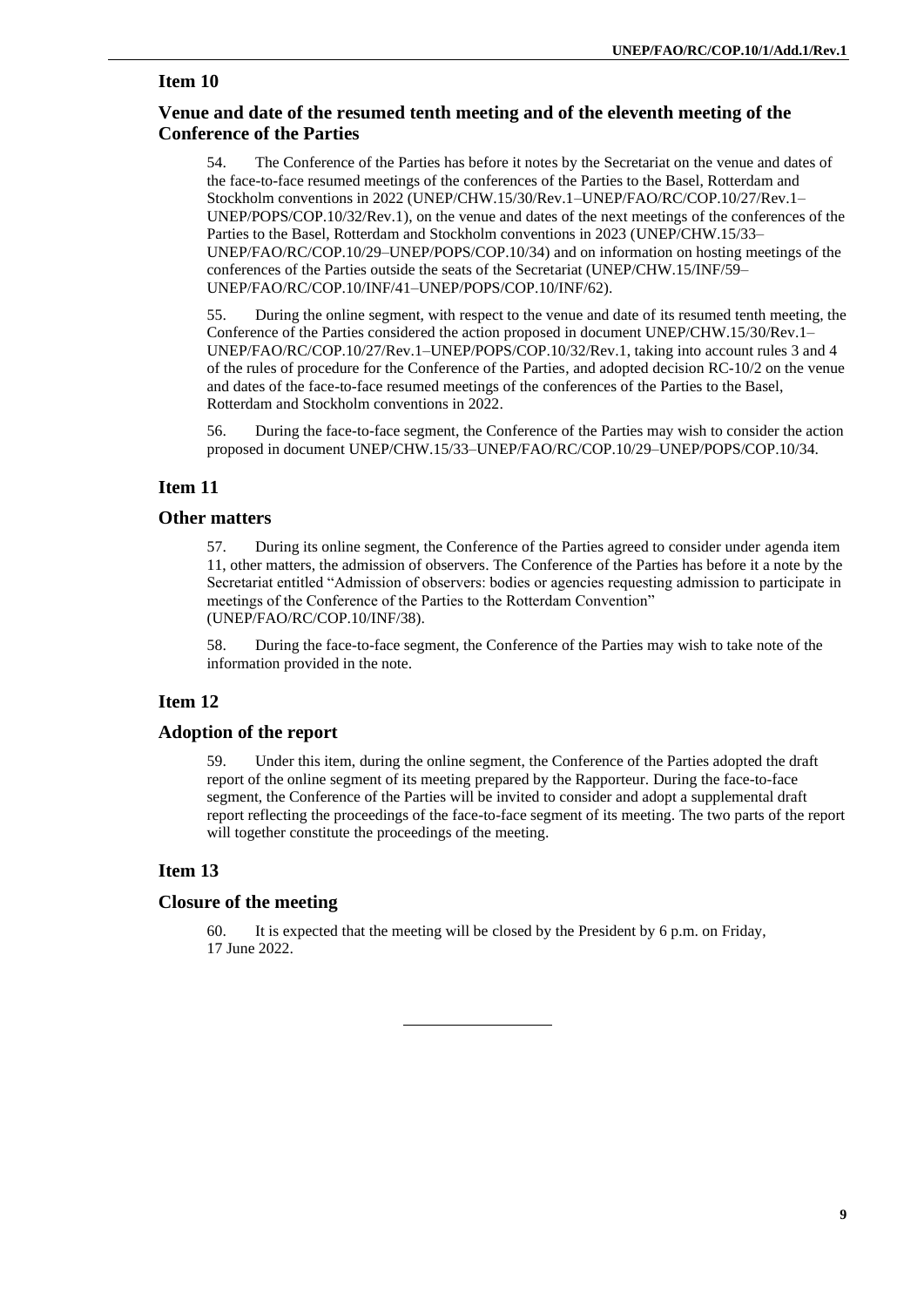## Item 10

### Venue and date of the resumed tenth meeting and of the eleventh meeting of the Conference of the Parties

54. The Conference of the Parties has before it notes by the Secretariat on the venue and dates of the face-to-face resumed meetings of the conferences of the Parties to the Basel, Rotterdam and Stockholm conventions in 2022 (UNEP/CHW.15/30/Rev.1–UNEP/FAO/RC/COP.10/27/Rev.1–UNEP/POPS/COP.10/32/Rev.1), on the venue and dates of the next meetings of the conferences of the Parties to the Basel, Rotterdam and Stockholm conventions in 2023 (UNEP/CHW.15/33–UNEP/FAO/RC/COP.10/29–UNEP/POPS/COP.10/34) and on information on hosting meetings of the conferences of the Parties outside the seats of the Secretariat (UNEP/CHW.15/INF/59–UNEP/FAO/RC/COP.10/INF/41–UNEP/POPS/COP.10/INF/62).

55. During the online segment, with respect to the venue and date of its resumed tenth meeting, the Conference of the Parties considered the action proposed in document UNEP/CHW.15/30/Rev.1–UNEP/FAO/RC/COP.10/27/Rev.1–UNEP/POPS/COP.10/32/Rev.1, taking into account rules 3 and 4 of the rules of procedure for the Conference of the Parties, and adopted decision RC-10/2 on the venue and dates of the face-to-face resumed meetings of the conferences of the Parties to the Basel, Rotterdam and Stockholm conventions in 2022.

56. During the face-to-face segment, the Conference of the Parties may wish to consider the action proposed in document UNEP/CHW.15/33–UNEP/FAO/RC/COP.10/29–UNEP/POPS/COP.10/34.

## Item 11

### Other matters

57. During its online segment, the Conference of the Parties agreed to consider under agenda item 11, other matters, the admission of observers. The Conference of the Parties has before it a note by the Secretariat entitled "Admission of observers: bodies or agencies requesting admission to participate in meetings of the Conference of the Parties to the Rotterdam Convention" (UNEP/FAO/RC/COP.10/INF/38).

58. During the face-to-face segment, the Conference of the Parties may wish to take note of the information provided in the note.

## Item 12

### Adoption of the report

59. Under this item, during the online segment, the Conference of the Parties adopted the draft report of the online segment of its meeting prepared by the Rapporteur. During the face-to-face segment, the Conference of the Parties will be invited to consider and adopt a supplemental draft report reflecting the proceedings of the face-to-face segment of its meeting. The two parts of the report will together constitute the proceedings of the meeting.

## Item 13

### Closure of the meeting

60. It is expected that the meeting will be closed by the President by 6 p.m. on Friday, 17 June 2022.

---